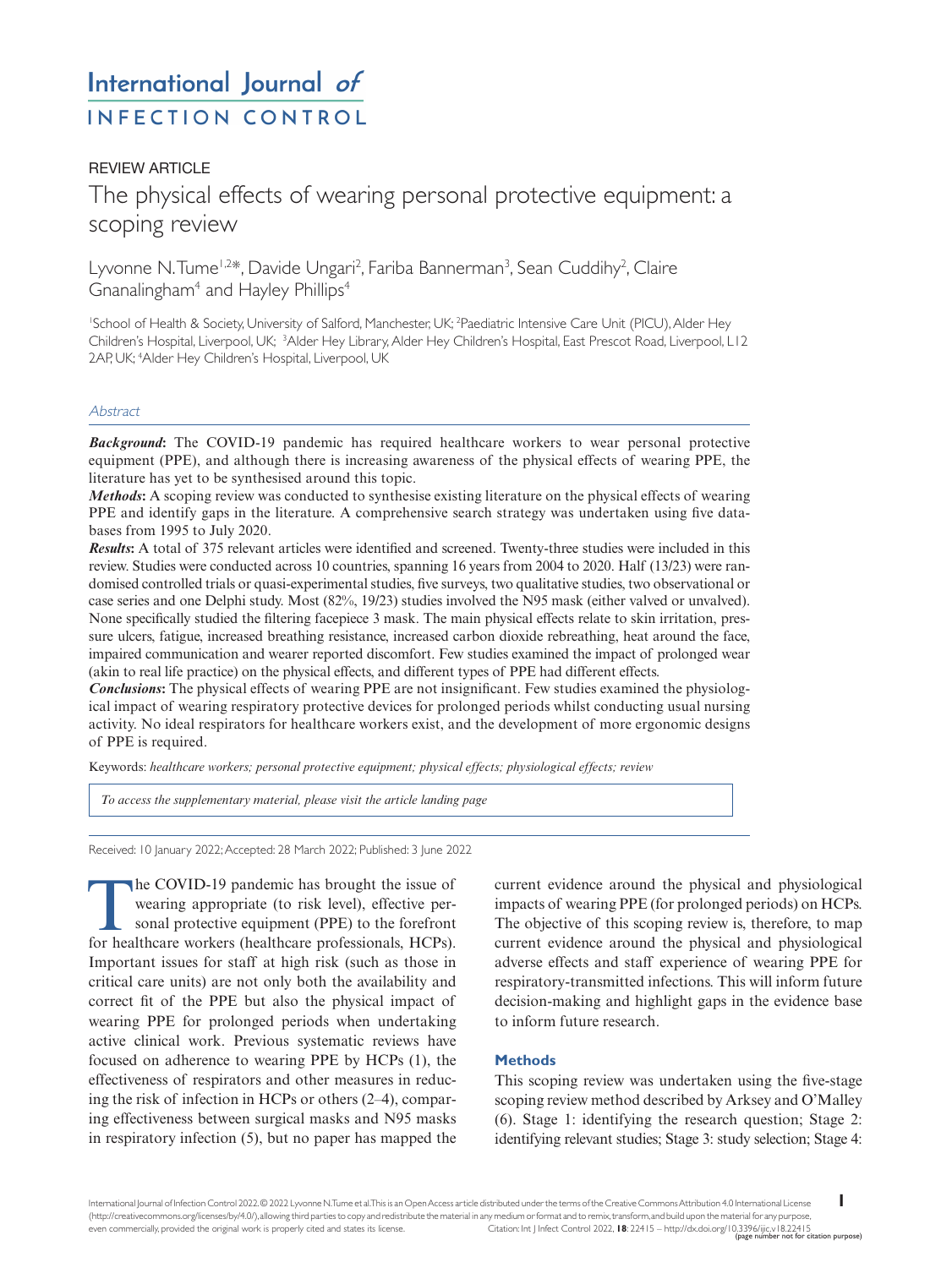International Journal *of* INFECTION CONTROL

REVIEW ARTICLE

# The physical effects of wearing personal protective equipment: a scoping review

Lyvonne N. Tume[1,2]*, Davide Ungari[2], Fariba Bannerman[3], Sean Cuddihy[2], Claire Gnanalingham[4] and Hayley Phillips[4]

[1]School of Health & Society, University of Salford, Manchester, UK; [2]Paediatric Intensive Care Unit (PICU), Alder Hey Children's Hospital, Liverpool, UK; [3]Alder Hey Library, Alder Hey Children's Hospital, East Prescot Road, Liverpool, L12 2AP, UK; [4]Alder Hey Children's Hospital, Liverpool, UK

## Abstract

***Background*:** The COVID-19 pandemic has required healthcare workers to wear personal protective equipment (PPE), and although there is increasing awareness of the physical effects of wearing PPE, the literature has yet to be synthesised around this topic.

***Methods*:** A scoping review was conducted to synthesise existing literature on the physical effects of wearing PPE and identify gaps in the literature. A comprehensive search strategy was undertaken using five databases from 1995 to July 2020.

***Results*:** A total of 375 relevant articles were identified and screened. Twenty-three studies were included in this review. Studies were conducted across 10 countries, spanning 16 years from 2004 to 2020. Half (13/23) were randomised controlled trials or quasi-experimental studies, five surveys, two qualitative studies, two observational or case series and one Delphi study. Most (82%, 19/23) studies involved the N95 mask (either valved or unvalved). None specifically studied the filtering facepiece 3 mask. The main physical effects relate to skin irritation, pressure ulcers, fatigue, increased breathing resistance, increased carbon dioxide rebreathing, heat around the face, impaired communication and wearer reported discomfort. Few studies examined the impact of prolonged wear (akin to real life practice) on the physical effects, and different types of PPE had different effects.

***Conclusions*:** The physical effects of wearing PPE are not insignificant. Few studies examined the physiological impact of wearing respiratory protective devices for prolonged periods whilst conducting usual nursing activity. No ideal respirators for healthcare workers exist, and the development of more ergonomic designs of PPE is required.

Keywords: *healthcare workers; personal protective equipment; physical effects; physiological effects; review*

*To access the supplementary material, please visit the article landing page*

Received: 10 January 2022; Accepted: 28 March 2022; Published: 3 June 2022

The COVID-19 pandemic has brought the issue of wearing appropriate (to risk level), effective personal protective equipment (PPE) to the forefront for healthcare workers (healthcare professionals, HCPs). Important issues for staff at high risk (such as those in critical care units) are not only both the availability and correct fit of the PPE but also the physical impact of wearing PPE for prolonged periods when undertaking active clinical work. Previous systematic reviews have focused on adherence to wearing PPE by HCPs (1), the effectiveness of respirators and other measures in reducing the risk of infection in HCPs or others (2–4), comparing effectiveness between surgical masks and N95 masks in respiratory infection (5), but no paper has mapped the current evidence around the physical and physiological impacts of wearing PPE (for prolonged periods) on HCPs. The objective of this scoping review is, therefore, to map current evidence around the physical and physiological adverse effects and staff experience of wearing PPE for respiratory-transmitted infections. This will inform future decision-making and highlight gaps in the evidence base to inform future research.

## Methods

This scoping review was undertaken using the five-stage scoping review method described by Arksey and O'Malley (6). Stage 1: identifying the research question; Stage 2: identifying relevant studies; Stage 3: study selection; Stage 4:

International Journal of Infection Control 2022. © 2022 Lyvonne N. Tume et al. This is an Open Access article distributed under the terms of the Creative Commons Attribution 4.0 International License (http://creativecommons.org/licenses/by/4.0/), allowing third parties to copy and redistribute the material in any medium or format and to remix, transform, and build upon the material for any purpose, even commercially, provided the original work is properly cited and states its license. Citation: Int J Infect Control 2022, **18**: 22415 – http://dx.doi.org/10.3396/ijic.v18.22415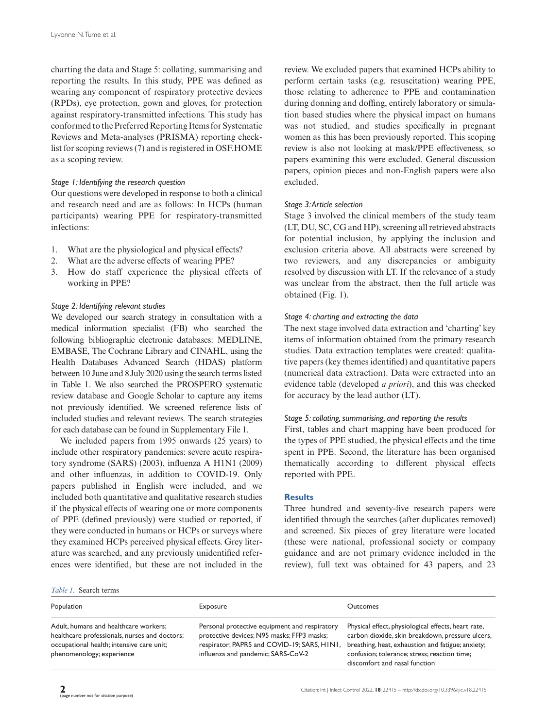charting the data and Stage 5: collating, summarising and reporting the results. In this study, PPE was defined as wearing any component of respiratory protective devices (RPDs), eye protection, gown and gloves, for protection against respiratory-transmitted infections. This study has conformed to the Preferred Reporting Items for Systematic Reviews and Meta-analyses (PRISMA) reporting checklist for scoping reviews (7) and is registered in OSF.HOME as a scoping review.

*Stage 1: Identifying the research question*

Our questions were developed in response to both a clinical and research need and are as follows: In HCPs (human participants) wearing PPE for respiratory-transmitted infections:

1. What are the physiological and physical effects?
2. What are the adverse effects of wearing PPE?
3. How do staff experience the physical effects of working in PPE?

*Stage 2: Identifying relevant studies*

We developed our search strategy in consultation with a medical information specialist (FB) who searched the following bibliographic electronic databases: MEDLINE, EMBASE, The Cochrane Library and CINAHL, using the Health Databases Advanced Search (HDAS) platform between 10 June and 8 July 2020 using the search terms listed in Table 1. We also searched the PROSPERO systematic review database and Google Scholar to capture any items not previously identified. We screened reference lists of included studies and relevant reviews. The search strategies for each database can be found in Supplementary File 1.

We included papers from 1995 onwards (25 years) to include other respiratory pandemics: severe acute respiratory syndrome (SARS) (2003), influenza A H1N1 (2009) and other influenzas, in addition to COVID-19. Only papers published in English were included, and we included both quantitative and qualitative research studies if the physical effects of wearing one or more components of PPE (defined previously) were studied or reported, if they were conducted in humans or HCPs or surveys where they examined HCPs perceived physical effects. Grey literature was searched, and any previously unidentified references were identified, but these are not included in the review. We excluded papers that examined HCPs ability to perform certain tasks (e.g. resuscitation) wearing PPE, those relating to adherence to PPE and contamination during donning and doffing, entirely laboratory or simulation based studies where the physical impact on humans was not studied, and studies specifically in pregnant women as this has been previously reported. This scoping review is also not looking at mask/PPE effectiveness, so papers examining this were excluded. General discussion papers, opinion pieces and non-English papers were also excluded.

*Stage 3: Article selection*

Stage 3 involved the clinical members of the study team (LT, DU, SC, CG and HP), screening all retrieved abstracts for potential inclusion, by applying the inclusion and exclusion criteria above. All abstracts were screened by two reviewers, and any discrepancies or ambiguity resolved by discussion with LT. If the relevance of a study was unclear from the abstract, then the full article was obtained (Fig. 1).

*Stage 4: charting and extracting the data*

The next stage involved data extraction and 'charting' key items of information obtained from the primary research studies. Data extraction templates were created: qualitative papers (key themes identified) and quantitative papers (numerical data extraction). Data were extracted into an evidence table (developed *a priori*), and this was checked for accuracy by the lead author (LT).

*Stage 5: collating, summarising, and reporting the results*

First, tables and chart mapping have been produced for the types of PPE studied, the physical effects and the time spent in PPE. Second, the literature has been organised thematically according to different physical effects reported with PPE.

## Results

Three hundred and seventy-five research papers were identified through the searches (after duplicates removed) and screened. Six pieces of grey literature were located (these were national, professional society or company guidance and are not primary evidence included in the review), full text was obtained for 43 papers, and 23

*Table 1.* Search terms

| Population | Exposure | Outcomes |
|---|---|---|
| Adult, humans and healthcare workers; healthcare professionals, nurses and doctors; occupational health; intensive care unit; phenomenology; experience | Personal protective equipment and respiratory protective devices; N95 masks; FFP3 masks; respirator; PAPRS and COVID-19; SARS, H1N1, influenza and pandemic; SARS-CoV-2 | Physical effect, physiological effects, heart rate, carbon dioxide, skin breakdown, pressure ulcers, breathing, heat, exhaustion and fatigue; anxiety; confusion; tolerance; stress; reaction time; discomfort and nasal function |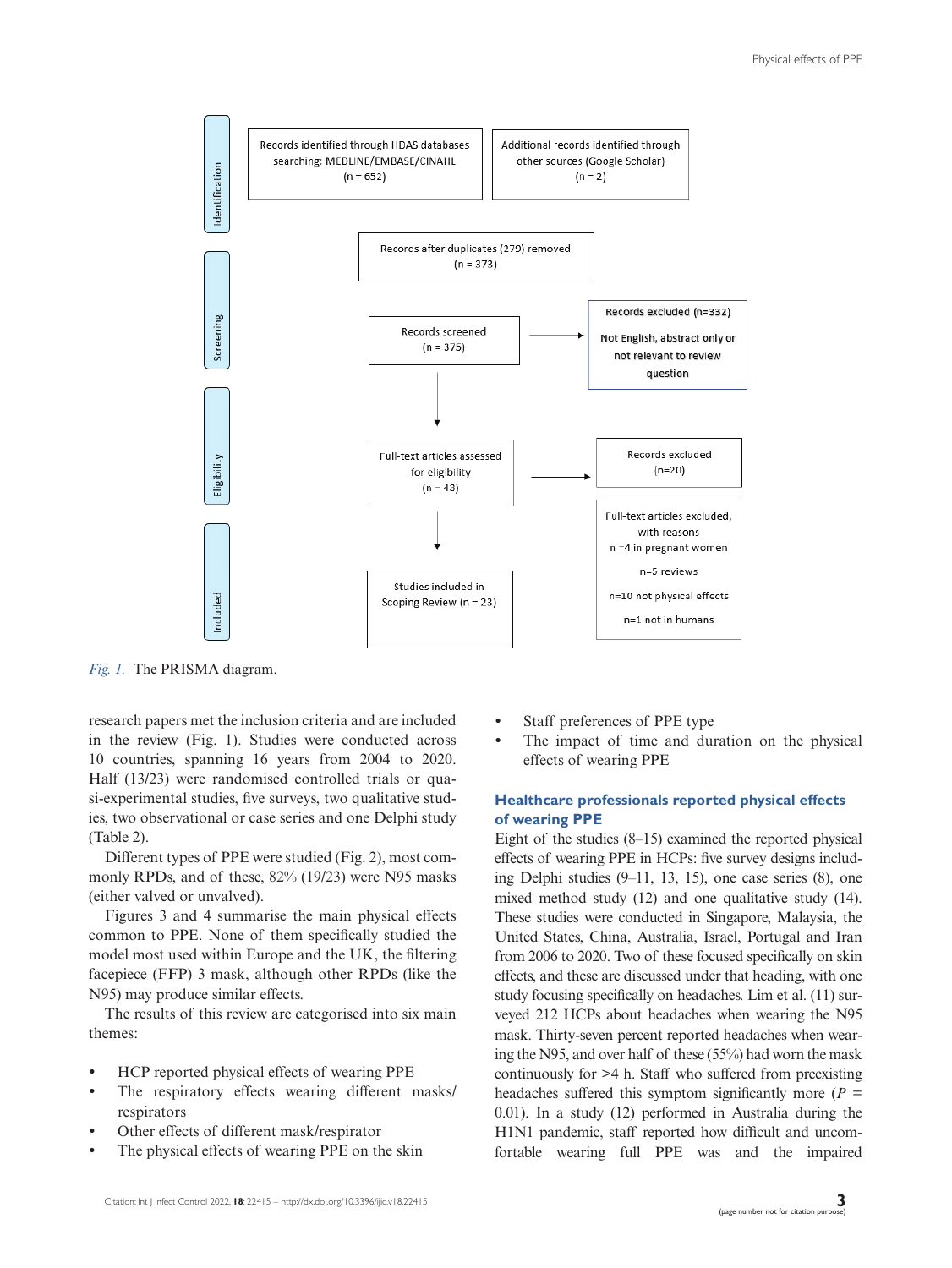Fig. 1. The PRISMA diagram.

research papers met the inclusion criteria and are included in the review (Fig. 1). Studies were conducted across 10 countries, spanning 16 years from 2004 to 2020. Half (13/23) were randomised controlled trials or quasi-experimental studies, five surveys, two qualitative studies, two observational or case series and one Delphi study (Table 2).

Different types of PPE were studied (Fig. 2), most commonly RPDs, and of these, 82% (19/23) were N95 masks (either valved or unvalved).

Figures 3 and 4 summarise the main physical effects common to PPE. None of them specifically studied the model most used within Europe and the UK, the filtering facepiece (FFP) 3 mask, although other RPDs (like the N95) may produce similar effects.

The results of this review are categorised into six main themes:

- HCP reported physical effects of wearing PPE
- The respiratory effects wearing different masks/respirators
- Other effects of different mask/respirator
- The physical effects of wearing PPE on the skin
- Staff preferences of PPE type
- The impact of time and duration on the physical effects of wearing PPE

## Healthcare professionals reported physical effects of wearing PPE

Eight of the studies (8–15) examined the reported physical effects of wearing PPE in HCPs: five survey designs including Delphi studies (9–11, 13, 15), one case series (8), one mixed method study (12) and one qualitative study (14). These studies were conducted in Singapore, Malaysia, the United States, China, Australia, Israel, Portugal and Iran from 2006 to 2020. Two of these focused specifically on skin effects, and these are discussed under that heading, with one study focusing specifically on headaches. Lim et al. (11) surveyed 212 HCPs about headaches when wearing the N95 mask. Thirty-seven percent reported headaches when wearing the N95, and over half of these (55%) had worn the mask continuously for >4 h. Staff who suffered from preexisting headaches suffered this symptom significantly more ($P = 0.01$). In a study (12) performed in Australia during the H1N1 pandemic, staff reported how difficult and uncomfortable wearing full PPE was and the impaired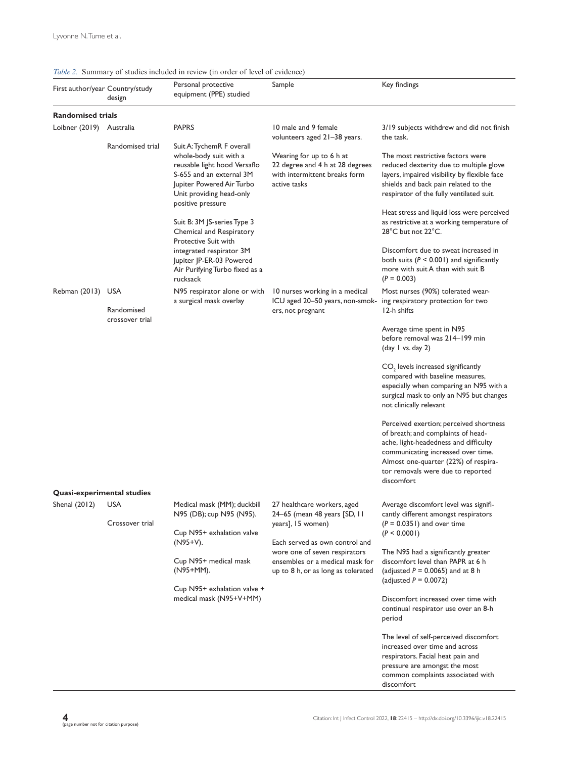*Table 2.* Summary of studies included in review (in order of level of evidence)

| First author/year | Country/study design | Personal protective equipment (PPE) studied | Sample | Key findings |
|---|---|---|---|---|
| **Randomised trials** | | | | |
| Loibner (2019) | Australia<br><br>Randomised trial | PAPRS<br><br>Suit A: TychemR F overall whole-body suit with a reusable light hood Versaflo S-655 and an external 3M Jupiter Powered Air Turbo Unit providing head-only positive pressure<br><br>Suit B: 3M JS-series Type 3 Chemical and Respiratory Protective Suit with integrated respirator 3M Jupiter JP-ER-03 Powered Air Purifying Turbo fixed as a rucksack | 10 male and 9 female volunteers aged 21–38 years.<br><br>Wearing for up to 6 h at 22 degree and 4 h at 28 degrees with intermittent breaks form active tasks | 3/19 subjects withdrew and did not finish the task.<br><br>The most restrictive factors were reduced dexterity due to multiple glove layers, impaired visibility by flexible face shields and back pain related to the respirator of the fully ventilated suit.<br><br>Heat stress and liquid loss were perceived as restrictive at a working temperature of 28°C but not 22°C.<br><br>Discomfort due to sweat increased in both suits ($P < 0.001$) and significantly more with suit A than with suit B ($P = 0.003$) |
| Rebman (2013) | USA<br><br>Randomised crossover trial | N95 respirator alone or with a surgical mask overlay | 10 nurses working in a medical ICU aged 20–50 years, non-smokers, not pregnant | Most nurses (90%) tolerated wearing respiratory protection for two 12-h shifts<br><br>Average time spent in N95 before removal was 214–199 min (day 1 vs. day 2)<br><br>$CO_2$ levels increased significantly compared with baseline measures, especially when comparing an N95 with a surgical mask to only an N95 but changes not clinically relevant<br><br>Perceived exertion; perceived shortness of breath; and complaints of headache, light-headedness and difficulty communicating increased over time. Almost one-quarter (22%) of respirator removals were due to reported discomfort |
| **Quasi-experimental studies** | | | | |
| Shenal (2012) | USA<br><br>Crossover trial | Medical mask (MM); duckbill N95 (DB); cup N95 (N95).<br><br>Cup N95+ exhalation valve (N95+V).<br><br>Cup N95+ medical mask (N95+MM).<br><br>Cup N95+ exhalation valve + medical mask (N95+V+MM) | 27 healthcare workers, aged 24–65 (mean 48 years [SD, 11 years], 15 women)<br><br>Each served as own control and wore one of seven respirators ensembles or a medical mask for up to 8 h, or as long as tolerated | Average discomfort level was significantly different amongst respirators ($P = 0.0351$) and over time ($P < 0.0001$)<br><br>The N95 had a significantly greater discomfort level than PAPR at 6 h (adjusted $P = 0.0065$) and at 8 h (adjusted $P = 0.0072$)<br><br>Discomfort increased over time with continual respirator use over an 8-h period<br><br>The level of self-perceived discomfort increased over time and across respirators. Facial heat pain and pressure are amongst the most common complaints associated with discomfort |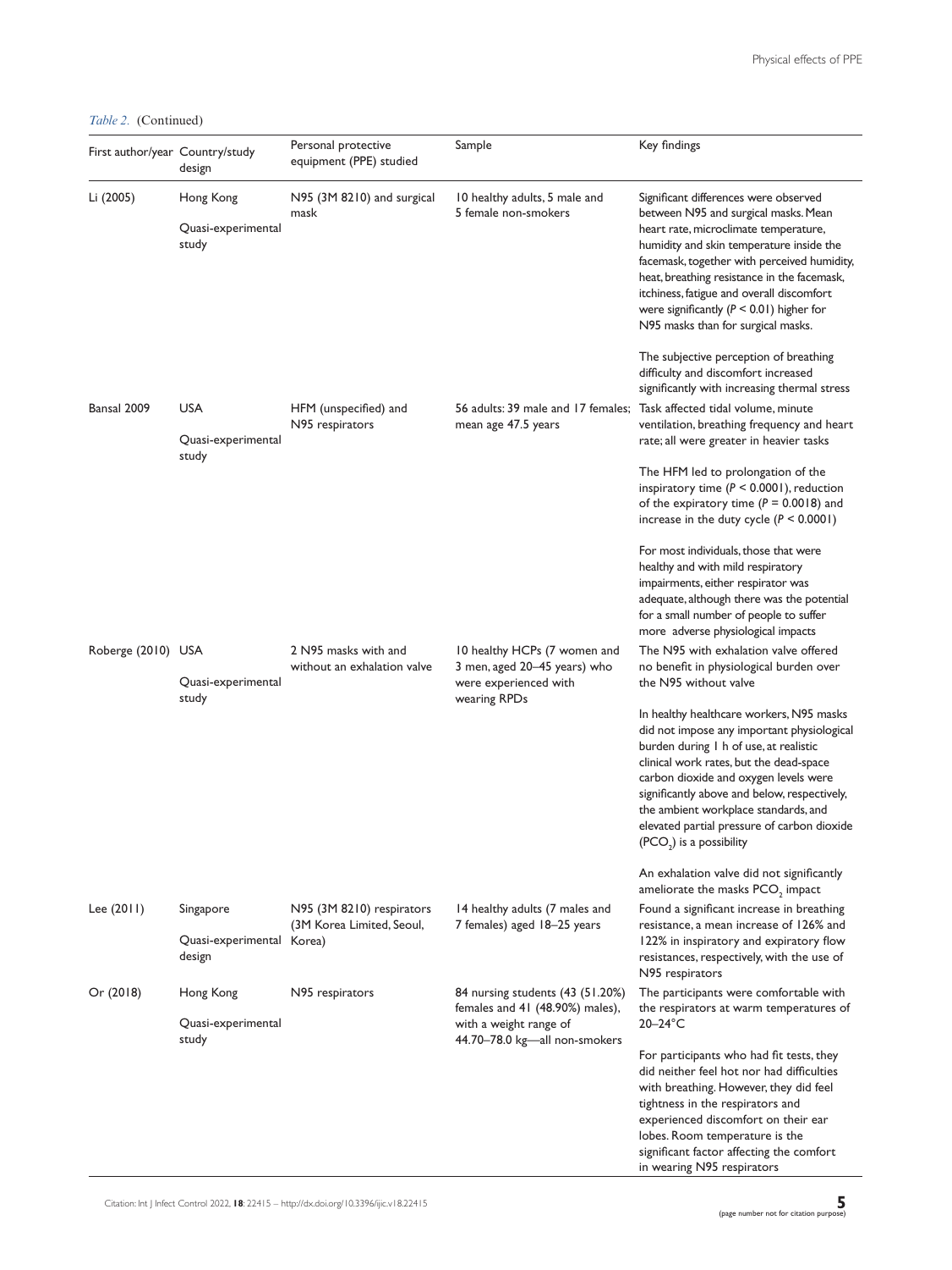*Table 2.* (Continued)

| First author/year | Country/study design | Personal protective equipment (PPE) studied | Sample | Key findings |
|---|---|---|---|---|
| Li (2005) | Hong Kong<br>Quasi-experimental study | N95 (3M 8210) and surgical mask | 10 healthy adults, 5 male and 5 female non-smokers | Significant differences were observed between N95 and surgical masks. Mean heart rate, microclimate temperature, humidity and skin temperature inside the facemask, together with perceived humidity, heat, breathing resistance in the facemask, itchiness, fatigue and overall discomfort were significantly ($P < 0.01$) higher for N95 masks than for surgical masks.<br><br>The subjective perception of breathing difficulty and discomfort increased significantly with increasing thermal stress |
| Bansal 2009 | USA<br>Quasi-experimental study | HFM (unspecified) and N95 respirators | 56 adults: 39 male and 17 females; mean age 47.5 years | Task affected tidal volume, minute ventilation, breathing frequency and heart rate; all were greater in heavier tasks<br><br>The HFM led to prolongation of the inspiratory time ($P < 0.0001$), reduction of the expiratory time ($P = 0.0018$) and increase in the duty cycle ($P < 0.0001$)<br><br>For most individuals, those that were healthy and with mild respiratory impairments, either respirator was adequate, although there was the potential for a small number of people to suffer more adverse physiological impacts |
| Roberge (2010) | USA<br>Quasi-experimental study | 2 N95 masks with and without an exhalation valve | 10 healthy HCPs (7 women and 3 men, aged 20–45 years) who were experienced with wearing RPDs | The N95 with exhalation valve offered no benefit in physiological burden over the N95 without valve<br><br>In healthy healthcare workers, N95 masks did not impose any important physiological burden during 1 h of use, at realistic clinical work rates, but the dead-space carbon dioxide and oxygen levels were significantly above and below, respectively, the ambient workplace standards, and elevated partial pressure of carbon dioxide ($PCO_2$) is a possibility<br><br>An exhalation valve did not significantly ameliorate the masks $PCO_2$ impact |
| Lee (2011) | Singapore<br>Quasi-experimental design | N95 (3M 8210) respirators (3M Korea Limited, Seoul, Korea) | 14 healthy adults (7 males and 7 females) aged 18–25 years | Found a significant increase in breathing resistance, a mean increase of 126% and 122% in inspiratory and expiratory flow resistances, respectively, with the use of N95 respirators |
| Or (2018) | Hong Kong<br>Quasi-experimental study | N95 respirators | 84 nursing students (43 (51.20%) females and 41 (48.90%) males), with a weight range of 44.70–78.0 kg—all non-smokers | The participants were comfortable with the respirators at warm temperatures of 20–24°C<br><br>For participants who had fit tests, they did neither feel hot nor had difficulties with breathing. However, they did feel tightness in the respirators and experienced discomfort on their ear lobes. Room temperature is the significant factor affecting the comfort in wearing N95 respirators |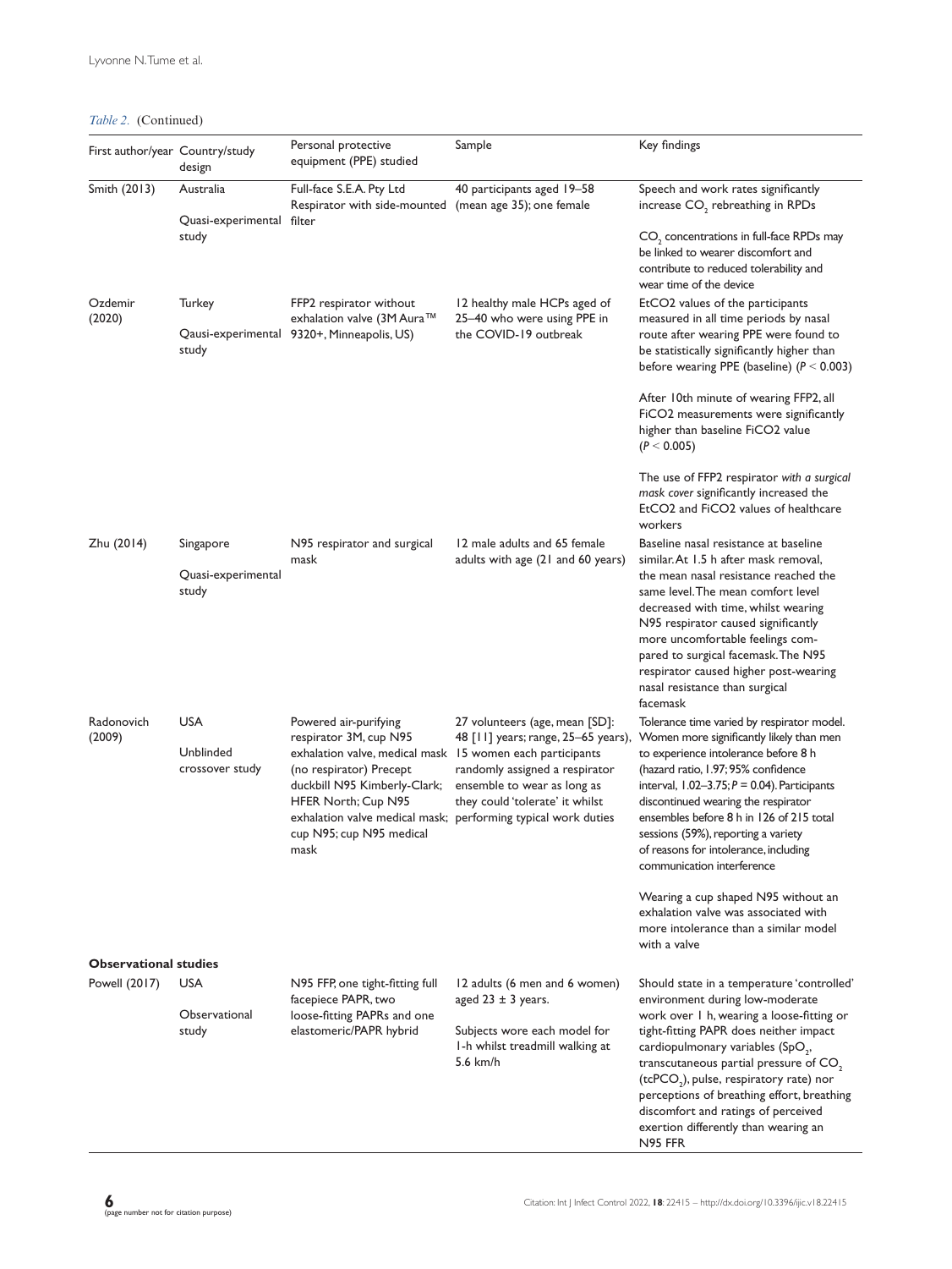*Table 2.* (Continued)

| First author/year | Country/study design | Personal protective equipment (PPE) studied | Sample | Key findings |
|---|---|---|---|---|
| Smith (2013) | Australia<br><br>Quasi-experimental study | Full-face S.E.A. Pty Ltd Respirator with side-mounted filter | 40 participants aged 19–58 (mean age 35); one female | Speech and work rates significantly increase $CO_2$ rebreathing in RPDs<br><br>$CO_2$ concentrations in full-face RPDs may be linked to wearer discomfort and contribute to reduced tolerability and wear time of the device |
| Ozdemir (2020) | Turkey<br><br>Qausi-experimental study | FFP2 respirator without exhalation valve (3M Aura™ 9320+, Minneapolis, US) | 12 healthy male HCPs aged of 25–40 who were using PPE in the COVID-19 outbreak | EtCO2 values of the participants measured in all time periods by nasal route after wearing PPE were found to be statistically significantly higher than before wearing PPE (baseline) ($P < 0.003$)<br><br>After 10th minute of wearing FFP2, all FiCO2 measurements were significantly higher than baseline FiCO2 value ($P < 0.005$)<br><br>The use of FFP2 respirator *with a surgical mask cover* significantly increased the EtCO2 and FiCO2 values of healthcare workers |
| Zhu (2014) | Singapore<br><br>Quasi-experimental study | N95 respirator and surgical mask | 12 male adults and 65 female adults with age (21 and 60 years) | Baseline nasal resistance at baseline similar. At 1.5 h after mask removal, the mean nasal resistance reached the same level. The mean comfort level decreased with time, whilst wearing N95 respirator caused significantly more uncomfortable feelings compared to surgical facemask. The N95 respirator caused higher post-wearing nasal resistance than surgical facemask |
| Radonovich (2009) | USA<br><br>Unblinded crossover study | Powered air-purifying respirator 3M, cup N95 exhalation valve, medical mask (no respirator) Precept duckbill N95 Kimberly-Clark; HFER North; Cup N95 exhalation valve medical mask; cup N95; cup N95 medical mask | 27 volunteers (age, mean [SD]: 48 [11] years; range, 25–65 years), 15 women each participants randomly assigned a respirator ensemble to wear as long as they could 'tolerate' it whilst performing typical work duties | Tolerance time varied by respirator model. Women more significantly likely than men to experience intolerance before 8 h (hazard ratio, 1.97; 95% confidence interval, 1.02–3.75; $P = 0.04$). Participants discontinued wearing the respirator ensembles before 8 h in 126 of 215 total sessions (59%), reporting a variety of reasons for intolerance, including communication interference<br><br>Wearing a cup shaped N95 without an exhalation valve was associated with more intolerance than a similar model with a valve |
| **Observational studies** | | | | |
| Powell (2017) | USA<br><br>Observational study | N95 FFP, one tight-fitting full facepiece PAPR, two loose-fitting PAPRs and one elastomeric/PAPR hybrid | 12 adults (6 men and 6 women) aged 23 ± 3 years.<br><br>Subjects wore each model for 1-h whilst treadmill walking at 5.6 km/h | Should state in a temperature 'controlled' environment during low-moderate work over 1 h, wearing a loose-fitting or tight-fitting PAPR does neither impact cardiopulmonary variables ($SpO_2$, transcutaneous partial pressure of $CO_2$ ($tcPCO_2$), pulse, respiratory rate) nor perceptions of breathing effort, breathing discomfort and ratings of perceived exertion differently than wearing an N95 FFR |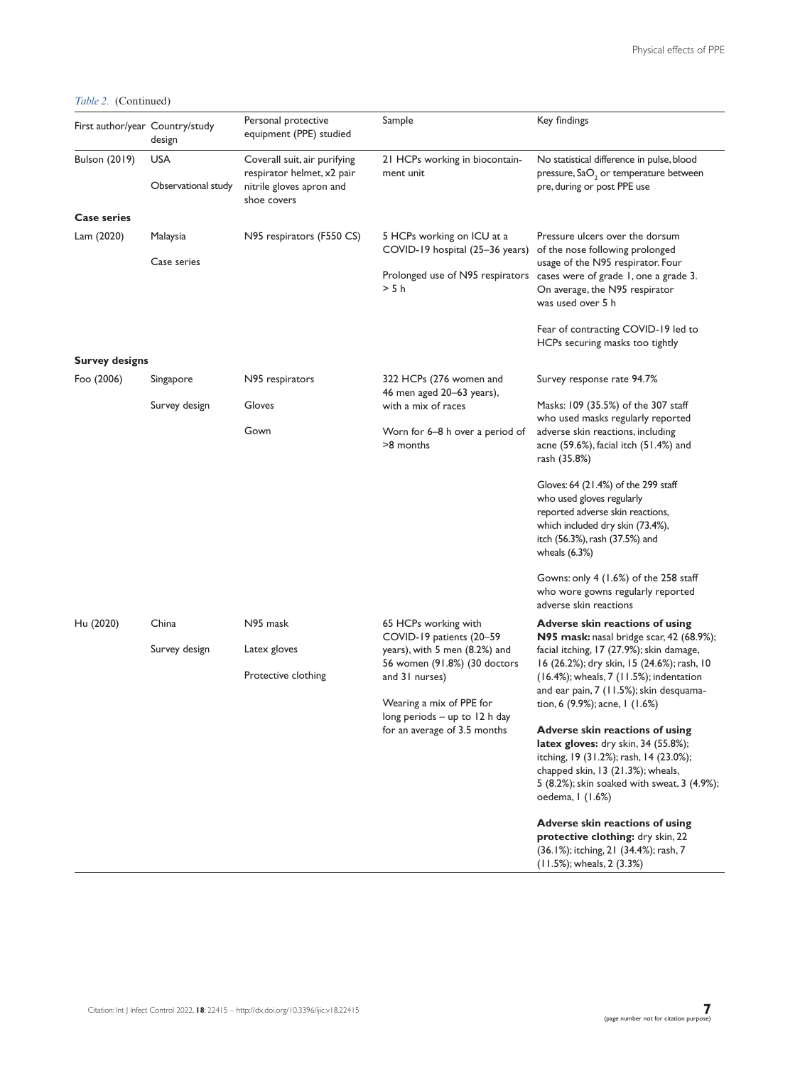*Table 2.* (Continued)

| First author/year | Country/study design | Personal protective equipment (PPE) studied | Sample | Key findings |
|---|---|---|---|---|
| Bulson (2019) | USA<br>Observational study | Coverall suit, air purifying respirator helmet, x2 pair nitrile gloves apron and shoe covers | 21 HCPs working in biocontainment unit | No statistical difference in pulse, blood pressure, $SaO_2$ or temperature between pre, during or post PPE use |
| **Case series** | | | | |
| Lam (2020) | Malaysia<br>Case series | N95 respirators (F550 CS) | 5 HCPs working on ICU at a COVID-19 hospital (25–36 years)<br>Prolonged use of N95 respirators > 5 h | Pressure ulcers over the dorsum of the nose following prolonged usage of the N95 respirator. Four cases were of grade 1, one a grade 3. On average, the N95 respirator was used over 5 h<br>Fear of contracting COVID-19 led to HCPs securing masks too tightly |
| **Survey designs** | | | | |
| Foo (2006) | Singapore<br>Survey design | N95 respirators<br>Gloves<br>Gown | 322 HCPs (276 women and 46 men aged 20–63 years), with a mix of races<br>Worn for 6–8 h over a period of >8 months | Survey response rate 94.7%<br>Masks: 109 (35.5%) of the 307 staff who used masks regularly reported adverse skin reactions, including acne (59.6%), facial itch (51.4%) and rash (35.8%)<br>Gloves: 64 (21.4%) of the 299 staff who used gloves regularly reported adverse skin reactions, which included dry skin (73.4%), itch (56.3%), rash (37.5%) and wheals (6.3%)<br>Gowns: only 4 (1.6%) of the 258 staff who wore gowns regularly reported adverse skin reactions |
| Hu (2020) | China<br>Survey design | N95 mask<br>Latex gloves<br>Protective clothing | 65 HCPs working with COVID-19 patients (20–59 years), with 5 men (8.2%) and 56 women (91.8%) (30 doctors and 31 nurses)<br>Wearing a mix of PPE for long periods – up to 12 h day for an average of 3.5 months | **Adverse skin reactions of using N95 mask:** nasal bridge scar, 42 (68.9%); facial itching, 17 (27.9%); skin damage, 16 (26.2%); dry skin, 15 (24.6%); rash, 10 (16.4%); wheals, 7 (11.5%); indentation and ear pain, 7 (11.5%); skin desquamation, 6 (9.9%); acne, 1 (1.6%)<br>**Adverse skin reactions of using latex gloves:** dry skin, 34 (55.8%); itching, 19 (31.2%); rash, 14 (23.0%); chapped skin, 13 (21.3%); wheals, 5 (8.2%); skin soaked with sweat, 3 (4.9%); oedema, 1 (1.6%)<br>**Adverse skin reactions of using protective clothing:** dry skin, 22 (36.1%); itching, 21 (34.4%); rash, 7 (11.5%); wheals, 2 (3.3%) |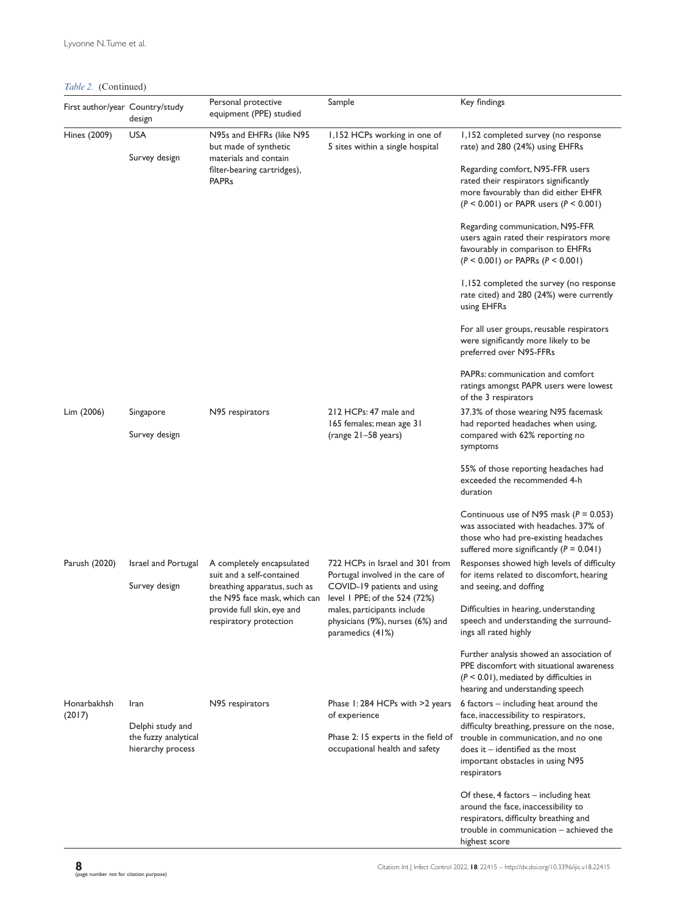*Table 2.* (Continued)

| First author/year | Country/study design | Personal protective equipment (PPE) studied | Sample | Key findings |
|---|---|---|---|---|
| Hines (2009) | USA<br><br>Survey design | N95s and EHFRs (like N95 but made of synthetic materials and contain filter-bearing cartridges), PAPRs | 1,152 HCPs working in one of 5 sites within a single hospital | 1,152 completed survey (no response rate) and 280 (24%) using EHFRs<br><br>Regarding comfort, N95-FFR users rated their respirators significantly more favourably than did either EHFR ($P < 0.001$) or PAPR users ($P < 0.001$)<br><br>Regarding communication, N95-FFR users again rated their respirators more favourably in comparison to EHFRs ($P < 0.001$) or PAPRs ($P < 0.001$)<br><br>1,152 completed the survey (no response rate cited) and 280 (24%) were currently using EHFRs<br><br>For all user groups, reusable respirators were significantly more likely to be preferred over N95-FFRs<br><br>PAPRs: communication and comfort ratings amongst PAPR users were lowest of the 3 respirators |
| Lim (2006) | Singapore<br><br>Survey design | N95 respirators | 212 HCPs: 47 male and 165 females; mean age 31 (range 21–58 years) | 37.3% of those wearing N95 facemask had reported headaches when using, compared with 62% reporting no symptoms<br><br>55% of those reporting headaches had exceeded the recommended 4-h duration<br><br>Continuous use of N95 mask ($P = 0.053$) was associated with headaches. 37% of those who had pre-existing headaches suffered more significantly ($P = 0.041$) |
| Parush (2020) | Israel and Portugal<br><br>Survey design | A completely encapsulated suit and a self-contained breathing apparatus, such as the N95 face mask, which can provide full skin, eye and respiratory protection | 722 HCPs in Israel and 301 from Portugal involved in the care of COVID-19 patients and using level 1 PPE; of the 524 (72%) males, participants include physicians (9%), nurses (6%) and paramedics (41%) | Responses showed high levels of difficulty for items related to discomfort, hearing and seeing, and doffing<br><br>Difficulties in hearing, understanding speech and understanding the surroundings all rated highly<br><br>Further analysis showed an association of PPE discomfort with situational awareness ($P < 0.01$), mediated by difficulties in hearing and understanding speech |
| Honarbakhsh (2017) | Iran<br><br>Delphi study and the fuzzy analytical hierarchy process | N95 respirators | Phase 1: 284 HCPs with >2 years of experience<br><br>Phase 2: 15 experts in the field of occupational health and safety | 6 factors – including heat around the face, inaccessibility to respirators, difficulty breathing, pressure on the nose, trouble in communication, and no one does it – identified as the most important obstacles in using N95 respirators<br><br>Of these, 4 factors – including heat around the face, inaccessibility to respirators, difficulty breathing and trouble in communication – achieved the highest score |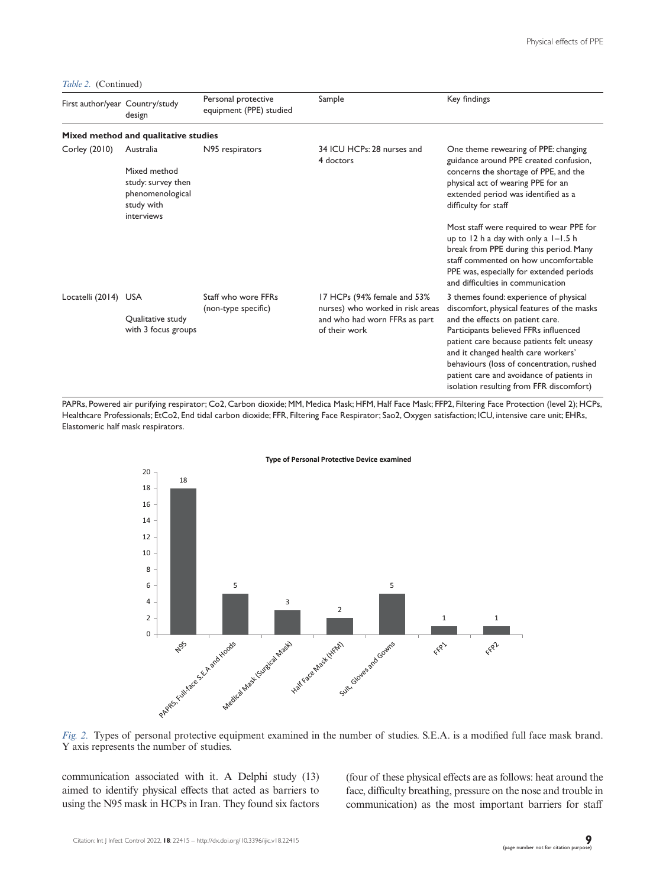*Table 2.* (Continued)

| First author/year | Country/study design | Personal protective equipment (PPE) studied | Sample | Key findings |
|---|---|---|---|---|
| **Mixed method and qualitative studies** | | | | |
| Corley (2010) | Australia<br><br>Mixed method study: survey then phenomenological study with interviews | N95 respirators | 34 ICU HCPs: 28 nurses and 4 doctors | One theme rewearing of PPE: changing guidance around PPE created confusion, concerns the shortage of PPE, and the physical act of wearing PPE for an extended period was identified as a difficulty for staff<br><br>Most staff were required to wear PPE for up to 12 h a day with only a 1–1.5 h break from PPE during this period. Many staff commented on how uncomfortable PPE was, especially for extended periods and difficulties in communication |
| Locatelli (2014) | USA<br><br>Qualitative study with 3 focus groups | Staff who wore FFRs (non-type specific) | 17 HCPs (94% female and 53% nurses) who worked in risk areas and who had worn FFRs as part of their work | 3 themes found: experience of physical discomfort, physical features of the masks and the effects on patient care. Participants believed FFRs influenced patient care because patients felt uneasy and it changed health care workers' behaviours (loss of concentration, rushed patient care and avoidance of patients in isolation resulting from FFR discomfort) |

PAPRs, Powered air purifying respirator; Co2, Carbon dioxide; MM, Medica Mask; HFM, Half Face Mask; FFP2, Filtering Face Protection (level 2); HCPs, Healthcare Professionals; EtCo2, End tidal carbon dioxide; FFR, Filtering Face Respirator; Sao2, Oxygen satisfaction; ICU, intensive care unit; EHRs, Elastomeric half mask respirators.

*Fig. 2.* Types of personal protective equipment examined in the number of studies. S.E.A. is a modified full face mask brand. Y axis represents the number of studies.

communication associated with it. A Delphi study (13) aimed to identify physical effects that acted as barriers to using the N95 mask in HCPs in Iran. They found six factors (four of these physical effects are as follows: heat around the face, difficulty breathing, pressure on the nose and trouble in communication) as the most important barriers for staff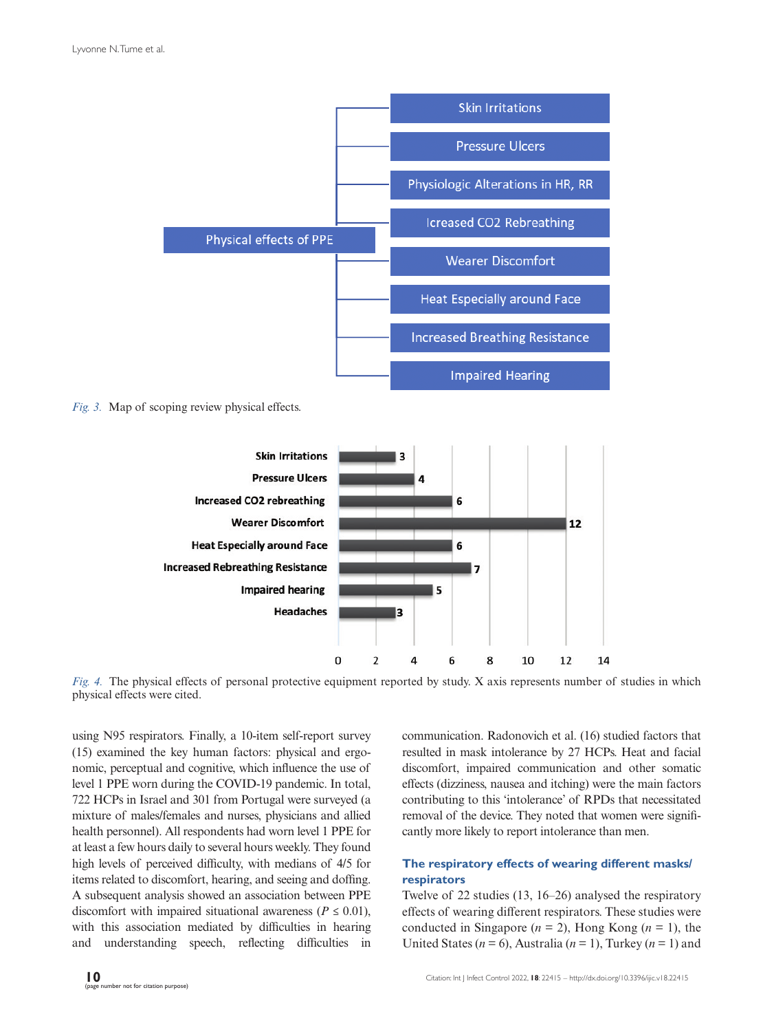Physical effects of PPE

- Skin Irritations
- Pressure Ulcers
- Physiologic Alterations in HR, RR
- Icreased CO2 Rebreathing
- Wearer Discomfort
- Heat Especially around Face
- Increased Breathing Resistance
- Impaired Hearing

*Fig. 3.* Map of scoping review physical effects.

| Physical effect | Number of studies |
|---|---|
| Skin Irritations | 3 |
| Pressure Ulcers | 4 |
| Increased CO2 rebreathing | 6 |
| Wearer Discomfort | 12 |
| Heat Especially around Face | 6 |
| Increased Rebreathing Resistance | 7 |
| Impaired hearing | 5 |
| Headaches | 3 |

*Fig. 4.* The physical effects of personal protective equipment reported by study. X axis represents number of studies in which physical effects were cited.

using N95 respirators. Finally, a 10-item self-report survey (15) examined the key human factors: physical and ergonomic, perceptual and cognitive, which influence the use of level 1 PPE worn during the COVID-19 pandemic. In total, 722 HCPs in Israel and 301 from Portugal were surveyed (a mixture of males/females and nurses, physicians and allied health personnel). All respondents had worn level 1 PPE for at least a few hours daily to several hours weekly. They found high levels of perceived difficulty, with medians of 4/5 for items related to discomfort, hearing, and seeing and doffing. A subsequent analysis showed an association between PPE discomfort with impaired situational awareness ($P \leq 0.01$), with this association mediated by difficulties in hearing and understanding speech, reflecting difficulties in communication. Radonovich et al. (16) studied factors that resulted in mask intolerance by 27 HCPs. Heat and facial discomfort, impaired communication and other somatic effects (dizziness, nausea and itching) were the main factors contributing to this 'intolerance' of RPDs that necessitated removal of the device. They noted that women were significantly more likely to report intolerance than men.

### The respiratory effects of wearing different masks/respirators

Twelve of 22 studies (13, 16–26) analysed the respiratory effects of wearing different respirators. These studies were conducted in Singapore ($n$ = 2), Hong Kong ($n$ = 1), the United States ($n$ = 6), Australia ($n$ = 1), Turkey ($n$ = 1) and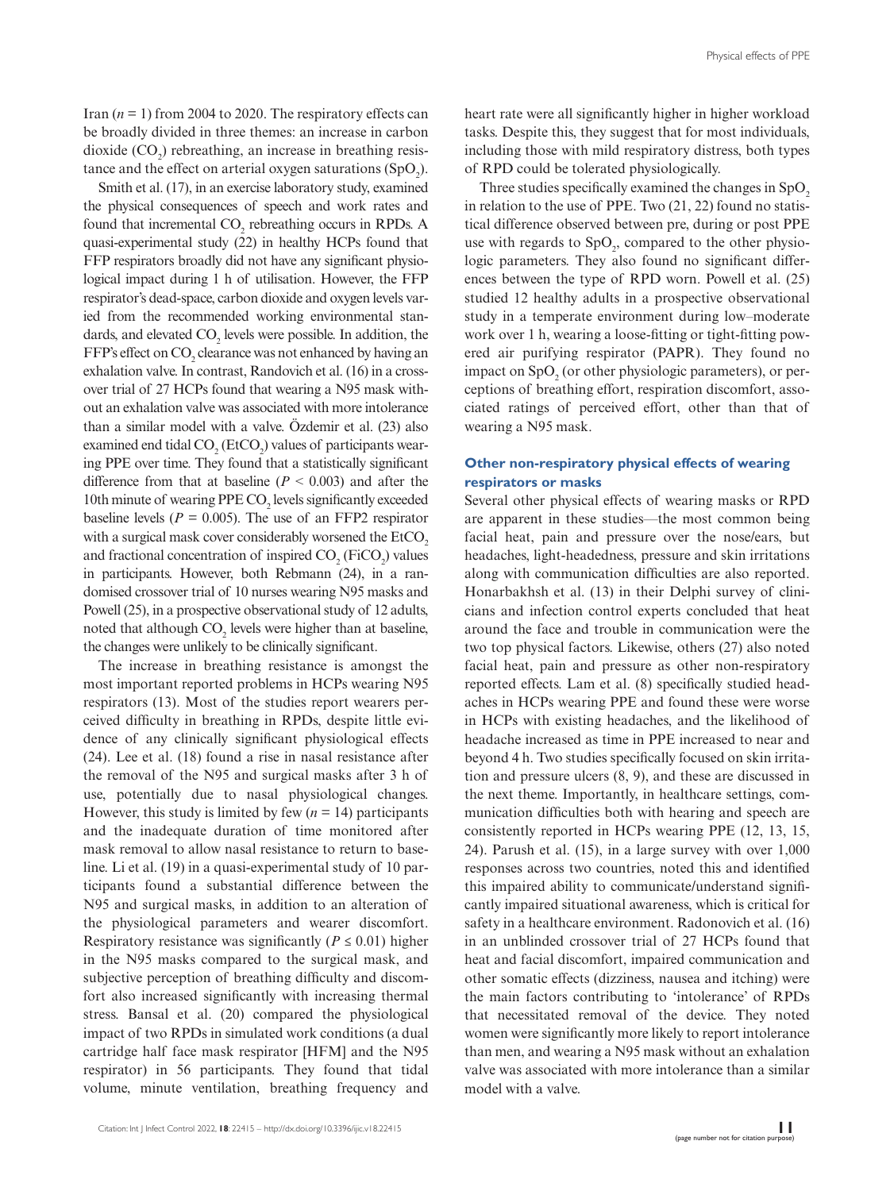Iran ($n = 1$) from 2004 to 2020. The respiratory effects can be broadly divided in three themes: an increase in carbon dioxide ($CO_2$) rebreathing, an increase in breathing resistance and the effect on arterial oxygen saturations ($SpO_2$).

Smith et al. (17), in an exercise laboratory study, examined the physical consequences of speech and work rates and found that incremental $CO_2$ rebreathing occurs in RPDs. A quasi-experimental study (22) in healthy HCPs found that FFP respirators broadly did not have any significant physiological impact during 1 h of utilisation. However, the FFP respirator's dead-space, carbon dioxide and oxygen levels varied from the recommended working environmental standards, and elevated $CO_2$ levels were possible. In addition, the FFP's effect on $CO_2$ clearance was not enhanced by having an exhalation valve. In contrast, Randovich et al. (16) in a crossover trial of 27 HCPs found that wearing a N95 mask without an exhalation valve was associated with more intolerance than a similar model with a valve. Özdemir et al. (23) also examined end tidal $CO_2$ ($EtCO_2$) values of participants wearing PPE over time. They found that a statistically significant difference from that at baseline ($P < 0.003$) and after the 10th minute of wearing PPE $CO_2$ levels significantly exceeded baseline levels ($P = 0.005$). The use of an FFP2 respirator with a surgical mask cover considerably worsened the $EtCO_2$ and fractional concentration of inspired $CO_2$ ($FiCO_2$) values in participants. However, both Rebmann (24), in a randomised crossover trial of 10 nurses wearing N95 masks and Powell (25), in a prospective observational study of 12 adults, noted that although $CO_2$ levels were higher than at baseline, the changes were unlikely to be clinically significant.

The increase in breathing resistance is amongst the most important reported problems in HCPs wearing N95 respirators (13). Most of the studies report wearers perceived difficulty in breathing in RPDs, despite little evidence of any clinically significant physiological effects (24). Lee et al. (18) found a rise in nasal resistance after the removal of the N95 and surgical masks after 3 h of use, potentially due to nasal physiological changes. However, this study is limited by few ($n = 14$) participants and the inadequate duration of time monitored after mask removal to allow nasal resistance to return to baseline. Li et al. (19) in a quasi-experimental study of 10 participants found a substantial difference between the N95 and surgical masks, in addition to an alteration of the physiological parameters and wearer discomfort. Respiratory resistance was significantly ($P \leq 0.01$) higher in the N95 masks compared to the surgical mask, and subjective perception of breathing difficulty and discomfort also increased significantly with increasing thermal stress. Bansal et al. (20) compared the physiological impact of two RPDs in simulated work conditions (a dual cartridge half face mask respirator [HFM] and the N95 respirator) in 56 participants. They found that tidal volume, minute ventilation, breathing frequency and heart rate were all significantly higher in higher workload tasks. Despite this, they suggest that for most individuals, including those with mild respiratory distress, both types of RPD could be tolerated physiologically.

Three studies specifically examined the changes in $SpO_2$ in relation to the use of PPE. Two (21, 22) found no statistical difference observed between pre, during or post PPE use with regards to $SpO_2$, compared to the other physiologic parameters. They also found no significant differences between the type of RPD worn. Powell et al. (25) studied 12 healthy adults in a prospective observational study in a temperate environment during low–moderate work over 1 h, wearing a loose-fitting or tight-fitting powered air purifying respirator (PAPR). They found no impact on $SpO_2$ (or other physiologic parameters), or perceptions of breathing effort, respiration discomfort, associated ratings of perceived effort, other than that of wearing a N95 mask.

### Other non-respiratory physical effects of wearing respirators or masks

Several other physical effects of wearing masks or RPD are apparent in these studies—the most common being facial heat, pain and pressure over the nose/ears, but headaches, light-headedness, pressure and skin irritations along with communication difficulties are also reported. Honarbakhsh et al. (13) in their Delphi survey of clinicians and infection control experts concluded that heat around the face and trouble in communication were the two top physical factors. Likewise, others (27) also noted facial heat, pain and pressure as other non-respiratory reported effects. Lam et al. (8) specifically studied headaches in HCPs wearing PPE and found these were worse in HCPs with existing headaches, and the likelihood of headache increased as time in PPE increased to near and beyond 4 h. Two studies specifically focused on skin irritation and pressure ulcers (8, 9), and these are discussed in the next theme. Importantly, in healthcare settings, communication difficulties both with hearing and speech are consistently reported in HCPs wearing PPE (12, 13, 15, 24). Parush et al. (15), in a large survey with over 1,000 responses across two countries, noted this and identified this impaired ability to communicate/understand significantly impaired situational awareness, which is critical for safety in a healthcare environment. Radonovich et al. (16) in an unblinded crossover trial of 27 HCPs found that heat and facial discomfort, impaired communication and other somatic effects (dizziness, nausea and itching) were the main factors contributing to 'intolerance' of RPDs that necessitated removal of the device. They noted women were significantly more likely to report intolerance than men, and wearing a N95 mask without an exhalation valve was associated with more intolerance than a similar model with a valve.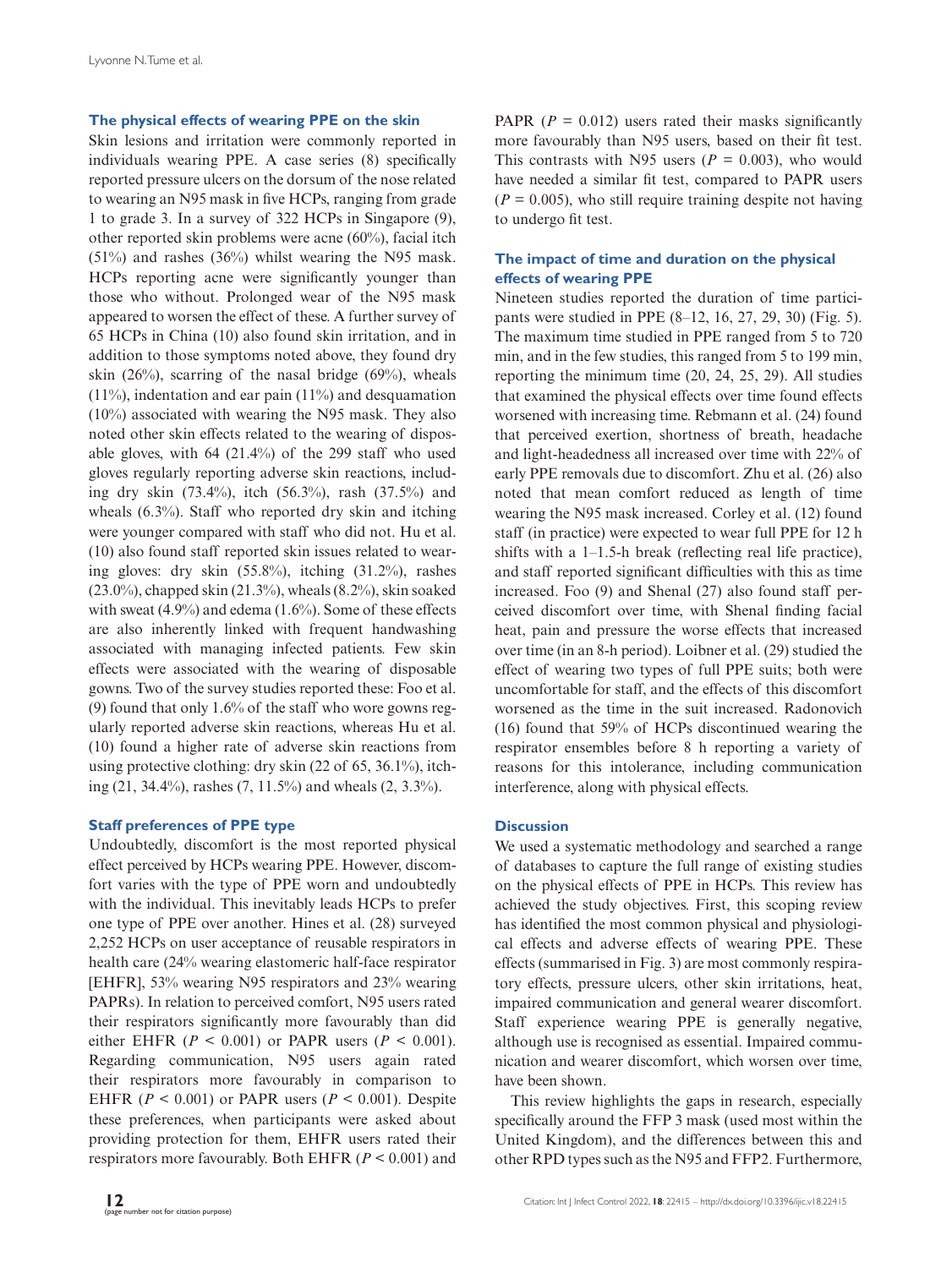### The physical effects of wearing PPE on the skin

Skin lesions and irritation were commonly reported in individuals wearing PPE. A case series (8) specifically reported pressure ulcers on the dorsum of the nose related to wearing an N95 mask in five HCPs, ranging from grade 1 to grade 3. In a survey of 322 HCPs in Singapore (9), other reported skin problems were acne (60%), facial itch (51%) and rashes (36%) whilst wearing the N95 mask. HCPs reporting acne were significantly younger than those who without. Prolonged wear of the N95 mask appeared to worsen the effect of these. A further survey of 65 HCPs in China (10) also found skin irritation, and in addition to those symptoms noted above, they found dry skin (26%), scarring of the nasal bridge (69%), wheals (11%), indentation and ear pain (11%) and desquamation (10%) associated with wearing the N95 mask. They also noted other skin effects related to the wearing of disposable gloves, with 64 (21.4%) of the 299 staff who used gloves regularly reporting adverse skin reactions, including dry skin (73.4%), itch (56.3%), rash (37.5%) and wheals (6.3%). Staff who reported dry skin and itching were younger compared with staff who did not. Hu et al. (10) also found staff reported skin issues related to wearing gloves: dry skin (55.8%), itching (31.2%), rashes (23.0%), chapped skin (21.3%), wheals (8.2%), skin soaked with sweat (4.9%) and edema (1.6%). Some of these effects are also inherently linked with frequent handwashing associated with managing infected patients. Few skin effects were associated with the wearing of disposable gowns. Two of the survey studies reported these: Foo et al. (9) found that only 1.6% of the staff who wore gowns regularly reported adverse skin reactions, whereas Hu et al. (10) found a higher rate of adverse skin reactions from using protective clothing: dry skin (22 of 65, 36.1%), itching (21, 34.4%), rashes (7, 11.5%) and wheals (2, 3.3%).

### Staff preferences of PPE type

Undoubtedly, discomfort is the most reported physical effect perceived by HCPs wearing PPE. However, discomfort varies with the type of PPE worn and undoubtedly with the individual. This inevitably leads HCPs to prefer one type of PPE over another. Hines et al. (28) surveyed 2,252 HCPs on user acceptance of reusable respirators in health care (24% wearing elastomeric half-face respirator [EHFR], 53% wearing N95 respirators and 23% wearing PAPRs). In relation to perceived comfort, N95 users rated their respirators significantly more favourably than did either EHFR ($P < 0.001$) or PAPR users ($P < 0.001$). Regarding communication, N95 users again rated their respirators more favourably in comparison to EHFR ($P < 0.001$) or PAPR users ($P < 0.001$). Despite these preferences, when participants were asked about providing protection for them, EHFR users rated their respirators more favourably. Both EHFR ($P < 0.001$) and PAPR ($P = 0.012$) users rated their masks significantly more favourably than N95 users, based on their fit test. This contrasts with N95 users ($P = 0.003$), who would have needed a similar fit test, compared to PAPR users ($P = 0.005$), who still require training despite not having to undergo fit test.

### The impact of time and duration on the physical effects of wearing PPE

Nineteen studies reported the duration of time participants were studied in PPE (8–12, 16, 27, 29, 30) (Fig. 5). The maximum time studied in PPE ranged from 5 to 720 min, and in the few studies, this ranged from 5 to 199 min, reporting the minimum time (20, 24, 25, 29). All studies that examined the physical effects over time found effects worsened with increasing time. Rebmann et al. (24) found that perceived exertion, shortness of breath, headache and light-headedness all increased over time with 22% of early PPE removals due to discomfort. Zhu et al. (26) also noted that mean comfort reduced as length of time wearing the N95 mask increased. Corley et al. (12) found staff (in practice) were expected to wear full PPE for 12 h shifts with a 1–1.5-h break (reflecting real life practice), and staff reported significant difficulties with this as time increased. Foo (9) and Shenal (27) also found staff perceived discomfort over time, with Shenal finding facial heat, pain and pressure the worse effects that increased over time (in an 8-h period). Loibner et al. (29) studied the effect of wearing two types of full PPE suits; both were uncomfortable for staff, and the effects of this discomfort worsened as the time in the suit increased. Radonovich (16) found that 59% of HCPs discontinued wearing the respirator ensembles before 8 h reporting a variety of reasons for this intolerance, including communication interference, along with physical effects.

## Discussion

We used a systematic methodology and searched a range of databases to capture the full range of existing studies on the physical effects of PPE in HCPs. This review has achieved the study objectives. First, this scoping review has identified the most common physical and physiological effects and adverse effects of wearing PPE. These effects (summarised in Fig. 3) are most commonly respiratory effects, pressure ulcers, other skin irritations, heat, impaired communication and general wearer discomfort. Staff experience wearing PPE is generally negative, although use is recognised as essential. Impaired communication and wearer discomfort, which worsen over time, have been shown.

This review highlights the gaps in research, especially specifically around the FFP 3 mask (used most within the United Kingdom), and the differences between this and other RPD types such as the N95 and FFP2. Furthermore,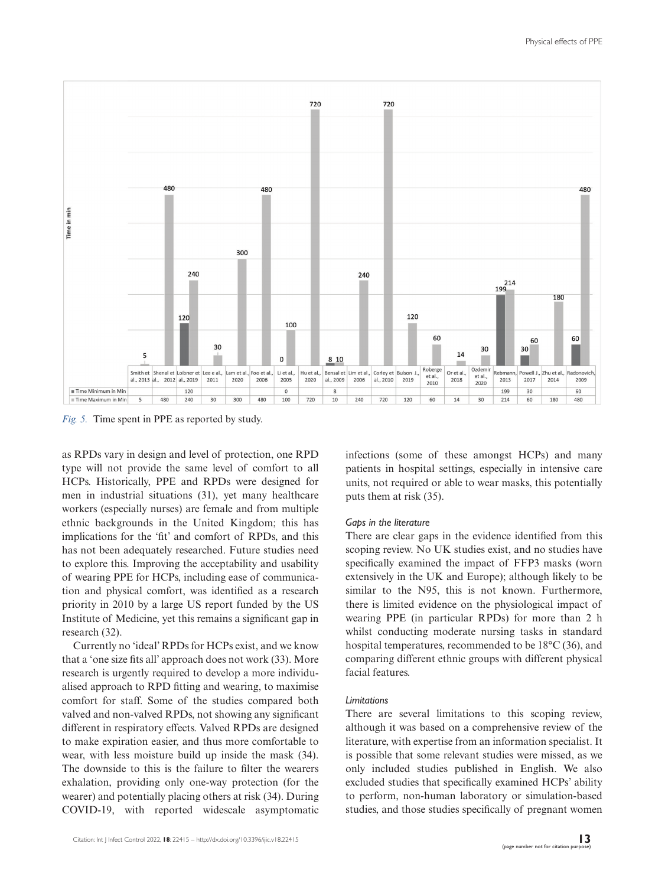|  | Smith et al., 2013 | Shenal et al., 2012 | Loibner et al., 2019 | Lee e al., 2011 | Lam et al., 2020 | Foo et al., 2006 | Li et al., 2005 | Hu et al., 2020 | Bensal et al., 2009 | Lim et al., 2006 | Corley et al., 2010 | Bulson J., 2019 | Roberge et al., 2010 | Or et al., 2018 | Ozdemir et al., 2020 | Rebmann, 2013 | Powell J., 2017 | Zhu et al., 2014 | Radonovich, 2009 |
|---|---|---|---|---|---|---|---|---|---|---|---|---|---|---|---|---|---|---|---|
| Time Minimum in Min |  |  | 120 |  |  |  | 0 |  | 8 |  |  |  |  |  |  | 199 | 30 |  | 60 |
| Time Maximum in Min | 5 | 480 | 240 | 30 | 300 | 480 | 100 | 720 | 10 | 240 | 720 | 120 | 60 | 14 | 30 | 214 | 60 | 180 | 480 |

*Fig. 5.* Time spent in PPE as reported by study.

as RPDs vary in design and level of protection, one RPD type will not provide the same level of comfort to all HCPs. Historically, PPE and RPDs were designed for men in industrial situations (31), yet many healthcare workers (especially nurses) are female and from multiple ethnic backgrounds in the United Kingdom; this has implications for the 'fit' and comfort of RPDs, and this has not been adequately researched. Future studies need to explore this. Improving the acceptability and usability of wearing PPE for HCPs, including ease of communication and physical comfort, was identified as a research priority in 2010 by a large US report funded by the US Institute of Medicine, yet this remains a significant gap in research (32).

Currently no 'ideal' RPDs for HCPs exist, and we know that a 'one size fits all' approach does not work (33). More research is urgently required to develop a more individualised approach to RPD fitting and wearing, to maximise comfort for staff. Some of the studies compared both valved and non-valved RPDs, not showing any significant different in respiratory effects. Valved RPDs are designed to make expiration easier, and thus more comfortable to wear, with less moisture build up inside the mask (34). The downside to this is the failure to filter the wearers exhalation, providing only one-way protection (for the wearer) and potentially placing others at risk (34). During COVID-19, with reported widescale asymptomatic infections (some of these amongst HCPs) and many patients in hospital settings, especially in intensive care units, not required or able to wear masks, this potentially puts them at risk (35).

#### *Gaps in the literature*

There are clear gaps in the evidence identified from this scoping review. No UK studies exist, and no studies have specifically examined the impact of FFP3 masks (worn extensively in the UK and Europe); although likely to be similar to the N95, this is not known. Furthermore, there is limited evidence on the physiological impact of wearing PPE (in particular RPDs) for more than 2 h whilst conducting moderate nursing tasks in standard hospital temperatures, recommended to be 18°C (36), and comparing different ethnic groups with different physical facial features.

#### *Limitations*

There are several limitations to this scoping review, although it was based on a comprehensive review of the literature, with expertise from an information specialist. It is possible that some relevant studies were missed, as we only included studies published in English. We also excluded studies that specifically examined HCPs' ability to perform, non-human laboratory or simulation-based studies, and those studies specifically of pregnant women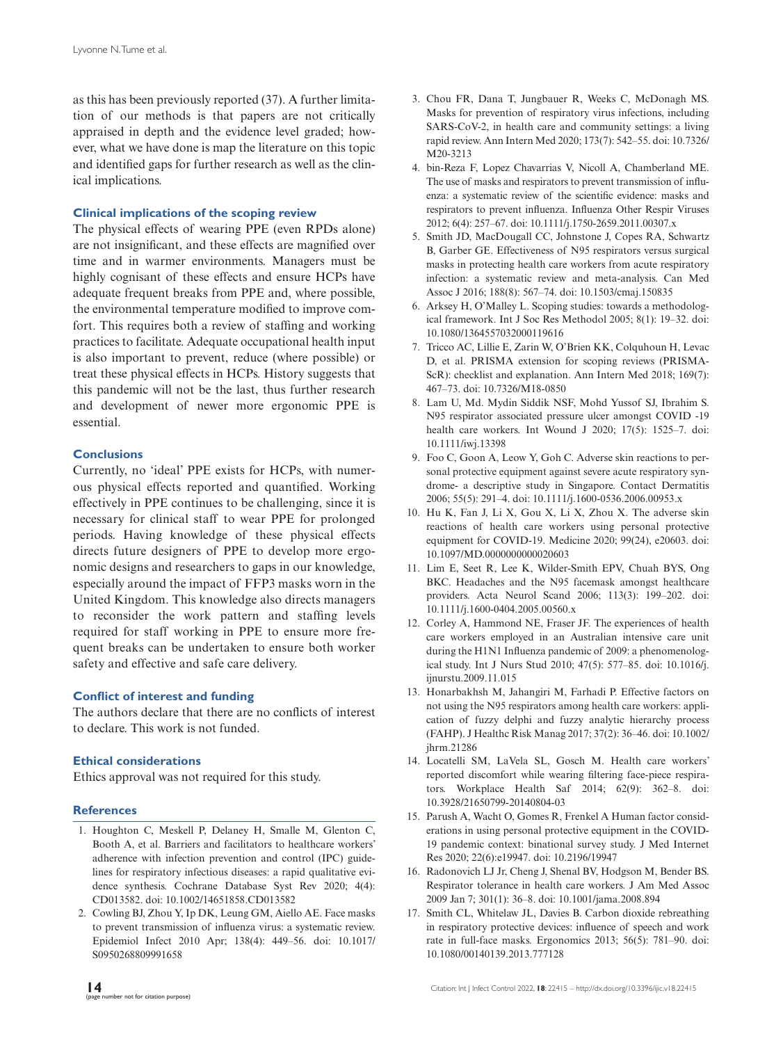as this has been previously reported (37). A further limitation of our methods is that papers are not critically appraised in depth and the evidence level graded; however, what we have done is map the literature on this topic and identified gaps for further research as well as the clinical implications.

### Clinical implications of the scoping review

The physical effects of wearing PPE (even RPDs alone) are not insignificant, and these effects are magnified over time and in warmer environments. Managers must be highly cognisant of these effects and ensure HCPs have adequate frequent breaks from PPE and, where possible, the environmental temperature modified to improve comfort. This requires both a review of staffing and working practices to facilitate. Adequate occupational health input is also important to prevent, reduce (where possible) or treat these physical effects in HCPs. History suggests that this pandemic will not be the last, thus further research and development of newer more ergonomic PPE is essential.

### Conclusions

Currently, no 'ideal' PPE exists for HCPs, with numerous physical effects reported and quantified. Working effectively in PPE continues to be challenging, since it is necessary for clinical staff to wear PPE for prolonged periods. Having knowledge of these physical effects directs future designers of PPE to develop more ergonomic designs and researchers to gaps in our knowledge, especially around the impact of FFP3 masks worn in the United Kingdom. This knowledge also directs managers to reconsider the work pattern and staffing levels required for staff working in PPE to ensure more frequent breaks can be undertaken to ensure both worker safety and effective and safe care delivery.

### Conflict of interest and funding

The authors declare that there are no conflicts of interest to declare. This work is not funded.

### Ethical considerations

Ethics approval was not required for this study.

### References

1. Houghton C, Meskell P, Delaney H, Smalle M, Glenton C, Booth A, et al. Barriers and facilitators to healthcare workers' adherence with infection prevention and control (IPC) guidelines for respiratory infectious diseases: a rapid qualitative evidence synthesis. Cochrane Database Syst Rev 2020; 4(4): CD013582. doi: 10.1002/14651858.CD013582
2. Cowling BJ, Zhou Y, Ip DK, Leung GM, Aiello AE. Face masks to prevent transmission of influenza virus: a systematic review. Epidemiol Infect 2010 Apr; 138(4): 449–56. doi: 10.1017/S0950268809991658
3. Chou FR, Dana T, Jungbauer R, Weeks C, McDonagh MS. Masks for prevention of respiratory virus infections, including SARS-CoV-2, in health care and community settings: a living rapid review. Ann Intern Med 2020; 173(7): 542–55. doi: 10.7326/M20-3213
4. bin-Reza F, Lopez Chavarrias V, Nicoll A, Chamberland ME. The use of masks and respirators to prevent transmission of influenza: a systematic review of the scientific evidence: masks and respirators to prevent influenza. Influenza Other Respir Viruses 2012; 6(4): 257–67. doi: 10.1111/j.1750-2659.2011.00307.x
5. Smith JD, MacDougall CC, Johnstone J, Copes RA, Schwartz B, Garber GE. Effectiveness of N95 respirators versus surgical masks in protecting health care workers from acute respiratory infection: a systematic review and meta-analysis. Can Med Assoc J 2016; 188(8): 567–74. doi: 10.1503/cmaj.150835
6. Arksey H, O'Malley L. Scoping studies: towards a methodological framework. Int J Soc Res Methodol 2005; 8(1): 19–32. doi: 10.1080/1364557032000119616
7. Tricco AC, Lillie E, Zarin W, O'Brien KK, Colquhoun H, Levac D, et al. PRISMA extension for scoping reviews (PRISMA-ScR): checklist and explanation. Ann Intern Med 2018; 169(7): 467–73. doi: 10.7326/M18-0850
8. Lam U, Md. Mydin Siddik NSF, Mohd Yussof SJ, Ibrahim S. N95 respirator associated pressure ulcer amongst COVID -19 health care workers. Int Wound J 2020; 17(5): 1525–7. doi: 10.1111/iwj.13398
9. Foo C, Goon A, Leow Y, Goh C. Adverse skin reactions to personal protective equipment against severe acute respiratory syndrome- a descriptive study in Singapore. Contact Dermatitis 2006; 55(5): 291–4. doi: 10.1111/j.1600-0536.2006.00953.x
10. Hu K, Fan J, Li X, Gou X, Li X, Zhou X. The adverse skin reactions of health care workers using personal protective equipment for COVID-19. Medicine 2020; 99(24), e20603. doi: 10.1097/MD.0000000000020603
11. Lim E, Seet R, Lee K, Wilder-Smith EPV, Chuah BYS, Ong BKC. Headaches and the N95 facemask amongst healthcare providers. Acta Neurol Scand 2006; 113(3): 199–202. doi: 10.1111/j.1600-0404.2005.00560.x
12. Corley A, Hammond NE, Fraser JF. The experiences of health care workers employed in an Australian intensive care unit during the H1N1 Influenza pandemic of 2009: a phenomenological study. Int J Nurs Stud 2010; 47(5): 577–85. doi: 10.1016/j.ijnurstu.2009.11.015
13. Honarbakhsh M, Jahangiri M, Farhadi P. Effective factors on not using the N95 respirators among health care workers: application of fuzzy delphi and fuzzy analytic hierarchy process (FAHP). J Healthc Risk Manag 2017; 37(2): 36–46. doi: 10.1002/jhrm.21286
14. Locatelli SM, LaVela SL, Gosch M. Health care workers' reported discomfort while wearing filtering face-piece respirators. Workplace Health Saf 2014; 62(9): 362–8. doi: 10.3928/21650799-20140804-03
15. Parush A, Wacht O, Gomes R, Frenkel A Human factor considerations in using personal protective equipment in the COVID-19 pandemic context: binational survey study. J Med Internet Res 2020; 22(6):e19947. doi: 10.2196/19947
16. Radonovich LJ Jr, Cheng J, Shenal BV, Hodgson M, Bender BS. Respirator tolerance in health care workers. J Am Med Assoc 2009 Jan 7; 301(1): 36–8. doi: 10.1001/jama.2008.894
17. Smith CL, Whitelaw JL, Davies B. Carbon dioxide rebreathing in respiratory protective devices: influence of speech and work rate in full-face masks. Ergonomics 2013; 56(5): 781–90. doi: 10.1080/00140139.2013.777128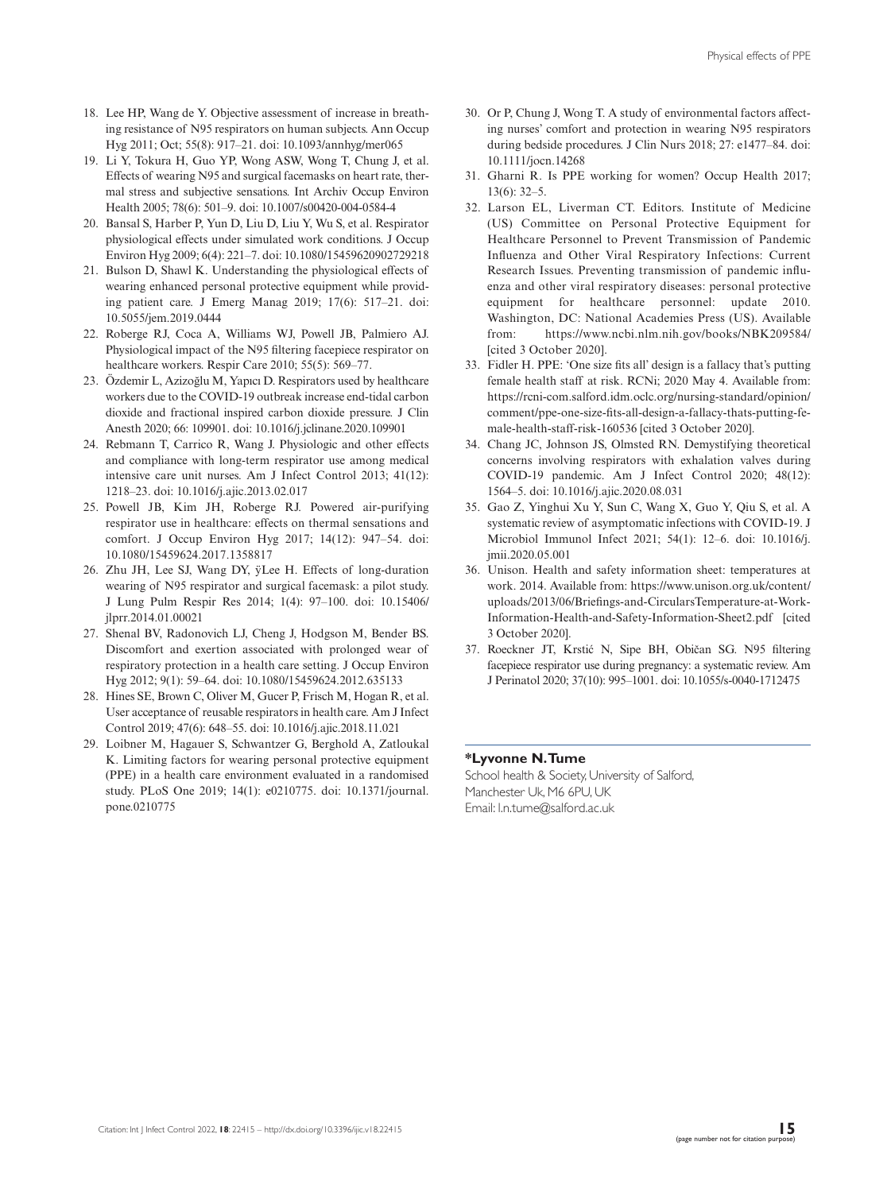18. Lee HP, Wang de Y. Objective assessment of increase in breathing resistance of N95 respirators on human subjects. Ann Occup Hyg 2011; Oct; 55(8): 917–21. doi: 10.1093/annhyg/mer065
19. Li Y, Tokura H, Guo YP, Wong ASW, Wong T, Chung J, et al. Effects of wearing N95 and surgical facemasks on heart rate, thermal stress and subjective sensations. Int Archiv Occup Environ Health 2005; 78(6): 501–9. doi: 10.1007/s00420-004-0584-4
20. Bansal S, Harber P, Yun D, Liu D, Liu Y, Wu S, et al. Respirator physiological effects under simulated work conditions. J Occup Environ Hyg 2009; 6(4): 221–7. doi: 10.1080/15459620902729218
21. Bulson D, Shawl K. Understanding the physiological effects of wearing enhanced personal protective equipment while providing patient care. J Emerg Manag 2019; 17(6): 517–21. doi: 10.5055/jem.2019.0444
22. Roberge RJ, Coca A, Williams WJ, Powell JB, Palmiero AJ. Physiological impact of the N95 filtering facepiece respirator on healthcare workers. Respir Care 2010; 55(5): 569–77.
23. Özdemir L, Azizoğlu M, Yapıcı D. Respirators used by healthcare workers due to the COVID-19 outbreak increase end-tidal carbon dioxide and fractional inspired carbon dioxide pressure. J Clin Anesth 2020; 66: 109901. doi: 10.1016/j.jclinane.2020.109901
24. Rebmann T, Carrico R, Wang J. Physiologic and other effects and compliance with long-term respirator use among medical intensive care unit nurses. Am J Infect Control 2013; 41(12): 1218–23. doi: 10.1016/j.ajic.2013.02.017
25. Powell JB, Kim JH, Roberge RJ. Powered air-purifying respirator use in healthcare: effects on thermal sensations and comfort. J Occup Environ Hyg 2017; 14(12): 947–54. doi: 10.1080/15459624.2017.1358817
26. Zhu JH, Lee SJ, Wang DY, ÿLee H. Effects of long-duration wearing of N95 respirator and surgical facemask: a pilot study. J Lung Pulm Respir Res 2014; 1(4): 97–100. doi: 10.15406/jlprr.2014.01.00021
27. Shenal BV, Radonovich LJ, Cheng J, Hodgson M, Bender BS. Discomfort and exertion associated with prolonged wear of respiratory protection in a health care setting. J Occup Environ Hyg 2012; 9(1): 59–64. doi: 10.1080/15459624.2012.635133
28. Hines SE, Brown C, Oliver M, Gucer P, Frisch M, Hogan R, et al. User acceptance of reusable respirators in health care. Am J Infect Control 2019; 47(6): 648–55. doi: 10.1016/j.ajic.2018.11.021
29. Loibner M, Hagauer S, Schwantzer G, Berghold A, Zatloukal K. Limiting factors for wearing personal protective equipment (PPE) in a health care environment evaluated in a randomised study. PLoS One 2019; 14(1): e0210775. doi: 10.1371/journal.pone.0210775
30. Or P, Chung J, Wong T. A study of environmental factors affecting nurses' comfort and protection in wearing N95 respirators during bedside procedures. J Clin Nurs 2018; 27: e1477–84. doi: 10.1111/jocn.14268
31. Gharni R. Is PPE working for women? Occup Health 2017; 13(6): 32–5.
32. Larson EL, Liverman CT. Editors. Institute of Medicine (US) Committee on Personal Protective Equipment for Healthcare Personnel to Prevent Transmission of Pandemic Influenza and Other Viral Respiratory Infections: Current Research Issues. Preventing transmission of pandemic influenza and other viral respiratory diseases: personal protective equipment for healthcare personnel: update 2010. Washington, DC: National Academies Press (US). Available from: https://www.ncbi.nlm.nih.gov/books/NBK209584/ [cited 3 October 2020].
33. Fidler H. PPE: 'One size fits all' design is a fallacy that's putting female health staff at risk. RCNi; 2020 May 4. Available from: https://rcni-com.salford.idm.oclc.org/nursing-standard/opinion/comment/ppe-one-size-fits-all-design-a-fallacy-thats-putting-female-health-staff-risk-160536 [cited 3 October 2020].
34. Chang JC, Johnson JS, Olmsted RN. Demystifying theoretical concerns involving respirators with exhalation valves during COVID-19 pandemic. Am J Infect Control 2020; 48(12): 1564–5. doi: 10.1016/j.ajic.2020.08.031
35. Gao Z, Yinghui Xu Y, Sun C, Wang X, Guo Y, Qiu S, et al. A systematic review of asymptomatic infections with COVID-19. J Microbiol Immunol Infect 2021; 54(1): 12–6. doi: 10.1016/j.jmii.2020.05.001
36. Unison. Health and safety information sheet: temperatures at work. 2014. Available from: https://www.unison.org.uk/content/uploads/2013/06/Briefings-and-CircularsTemperature-at-Work-Information-Health-and-Safety-Information-Sheet2.pdf [cited 3 October 2020].
37. Roeckner JT, Krstić N, Sipe BH, Običan SG. N95 filtering facepiece respirator use during pregnancy: a systematic review. Am J Perinatol 2020; 37(10): 995–1001. doi: 10.1055/s-0040-1712475

**\*Lyvonne N. Tume**
School health & Society, University of Salford,
Manchester Uk, M6 6PU, UK
Email: l.n.tume@salford.ac.uk